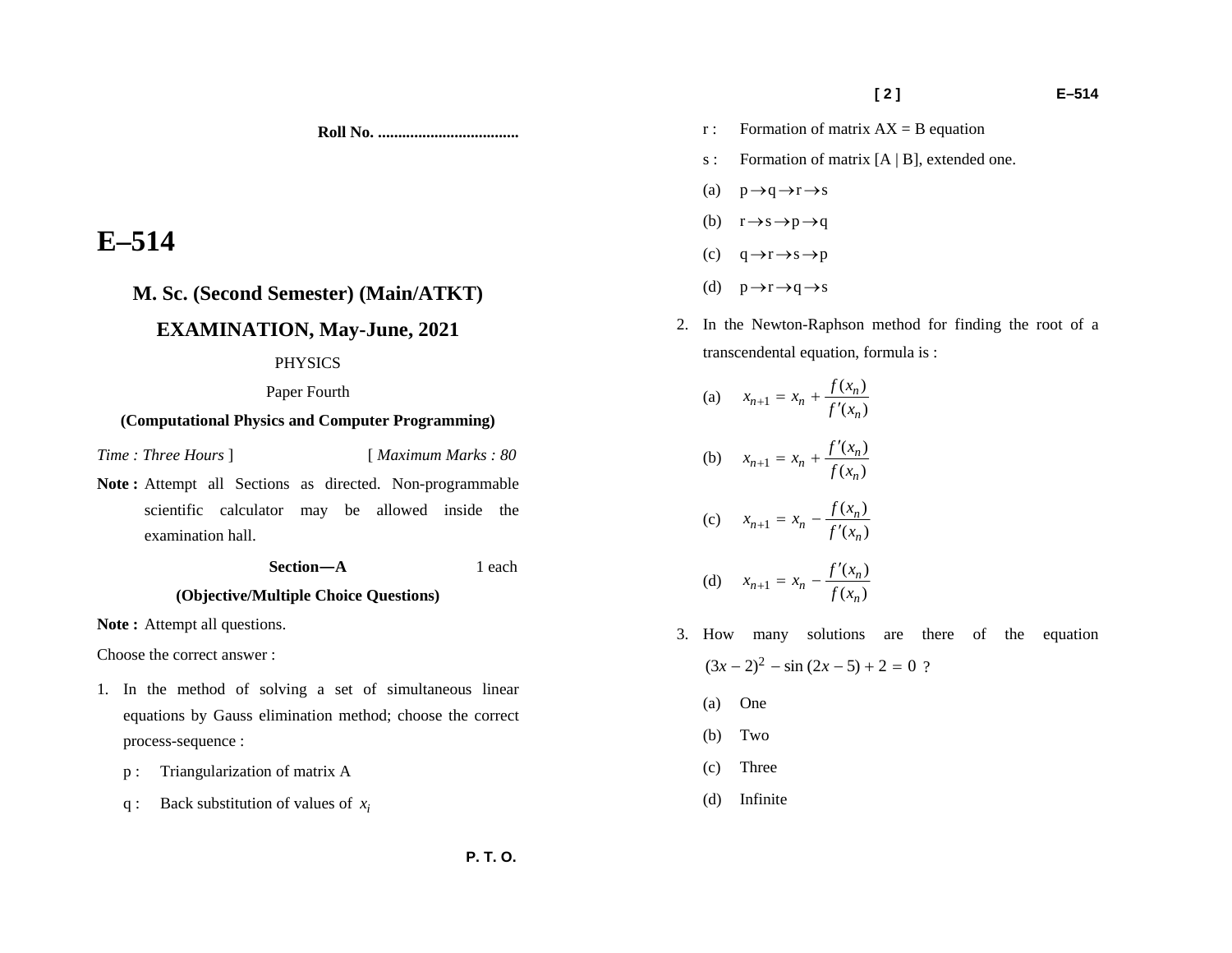Roll No. ...................................

# E–514

## M. Sc. (Second Semester) (Main/ATKT)

## EXAMINATION, May-June, 2021

PHYSICS

Paper Fourth

**(Computational Physics and Computer Programming)**

*Time : Three Hours* ] [ *Maximum Marks : 80*

**Note :** Attempt all Sections as directed. Non-programmable scientific calculator may be allowed inside the examination hall.

### Section—A 1 each

**(Objective/Multiple Choice Questions)**

**Note :** Attempt all questions.

Choose the correct answer :

1. In the method of solving a set of simultaneous linear equations by Gauss elimination method; choose the correct process-sequence :

   p : Triangularization of matrix A

   q : Back substitution of values of $x_i$

   r : Formation of matrix AX = B equation

   s : Formation of matrix [A | B], extended one.

   (a) $p \rightarrow q \rightarrow r \rightarrow s$

   (b) $r \rightarrow s \rightarrow p \rightarrow q$

   (c) $q \rightarrow r \rightarrow s \rightarrow p$

   (d) $p \rightarrow r \rightarrow q \rightarrow s$

2. In the Newton-Raphson method for finding the root of a transcendental equation, formula is :

   (a) $x_{n+1} = x_n + \dfrac{f(x_n)}{f'(x_n)}$

   (b) $x_{n+1} = x_n + \dfrac{f'(x_n)}{f(x_n)}$

   (c) $x_{n+1} = x_n - \dfrac{f(x_n)}{f'(x_n)}$

   (d) $x_{n+1} = x_n - \dfrac{f'(x_n)}{f(x_n)}$

3. How many solutions are there of the equation $(3x-2)^2 - \sin(2x-5) + 2 = 0$ ?

   (a) One

   (b) Two

   (c) Three

   (d) Infinite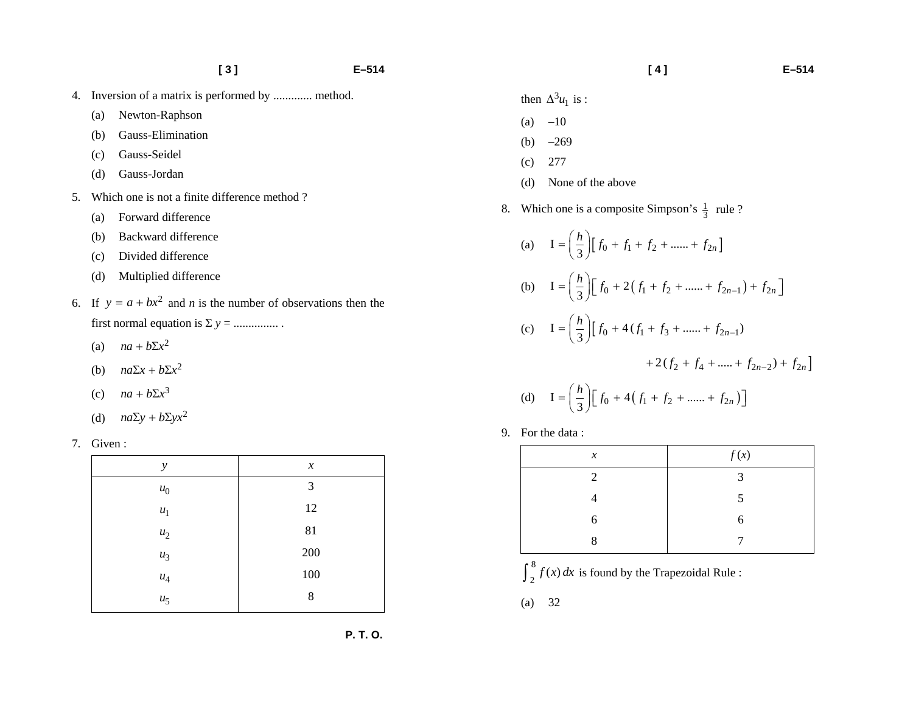4. Inversion of a matrix is performed by ............. method.
   (a) Newton-Raphson
   (b) Gauss-Elimination
   (c) Gauss-Seidel
   (d) Gauss-Jordan

5. Which one is not a finite difference method ?
   (a) Forward difference
   (b) Backward difference
   (c) Divided difference
   (d) Multiplied difference

6. If $y = a + bx^2$ and $n$ is the number of observations then the first normal equation is $\Sigma y$ = ............... .
   (a) $na + b\Sigma x^2$
   (b) $na\Sigma x + b\Sigma x^2$
   (c) $na + b\Sigma x^3$
   (d) $na\Sigma y + b\Sigma yx^2$

7. Given :

| $y$ | $x$ |
|---|---|
| $u_0$ | 3 |
| $u_1$ | 12 |
| $u_2$ | 81 |
| $u_3$ | 200 |
| $u_4$ | 100 |
| $u_5$ | 8 |

   then $\Delta^3 u_1$ is :
   (a) –10
   (b) –269
   (c) 277
   (d) None of the above

8. Which one is a composite Simpson's $\frac{1}{3}$ rule ?
   (a) $I = \left(\frac{h}{3}\right)\left[f_0 + f_1 + f_2 + ...... + f_{2n}\right]$
   (b) $I = \left(\frac{h}{3}\right)\left[f_0 + 2\left(f_1 + f_2 + ...... + f_{2n-1}\right) + f_{2n}\right]$
   (c) $I = \left(\frac{h}{3}\right)\left[f_0 + 4(f_1 + f_3 + ...... + f_{2n-1}) + 2(f_2 + f_4 + ..... + f_{2n-2}) + f_{2n}\right]$
   (d) $I = \left(\frac{h}{3}\right)\left[f_0 + 4\left(f_1 + f_2 + ...... + f_{2n}\right)\right]$

9. For the data :

| $x$ | $f(x)$ |
|---|---|
| 2 | 3 |
| 4 | 5 |
| 6 | 6 |
| 8 | 7 |

   $\int_2^8 f(x)\,dx$ is found by the Trapezoidal Rule :
   (a) 32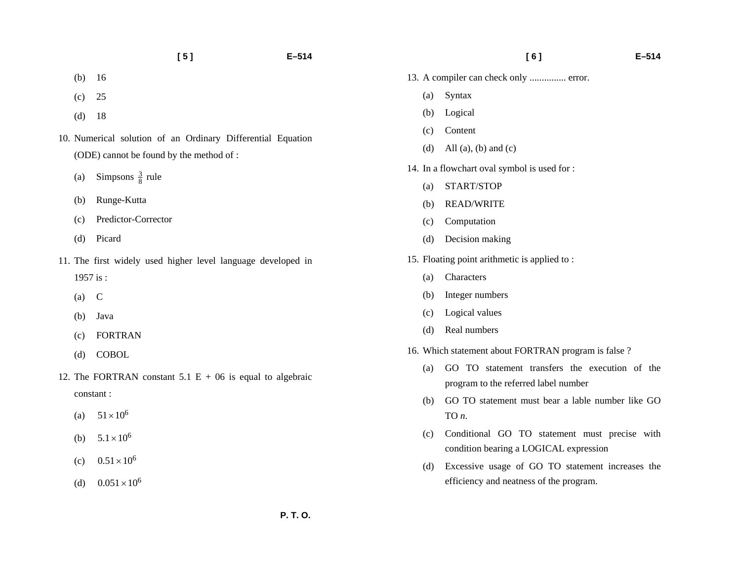(b) 16

(c) 25

(d) 18

10. Numerical solution of an Ordinary Differential Equation (ODE) cannot be found by the method of :

    (a) Simpsons $\frac{3}{8}$ rule

    (b) Runge-Kutta

    (c) Predictor-Corrector

    (d) Picard

11. The first widely used higher level language developed in 1957 is :

    (a) C

    (b) Java

    (c) FORTRAN

    (d) COBOL

12. The FORTRAN constant 5.1 E + 06 is equal to algebraic constant :

    (a) $51 \times 10^6$

    (b) $5.1 \times 10^6$

    (c) $0.51 \times 10^6$

    (d) $0.051 \times 10^6$

13. A compiler can check only ............... error.

    (a) Syntax

    (b) Logical

    (c) Content

    (d) All (a), (b) and (c)

14. In a flowchart oval symbol is used for :

    (a) START/STOP

    (b) READ/WRITE

    (c) Computation

    (d) Decision making

15. Floating point arithmetic is applied to :

    (a) Characters

    (b) Integer numbers

    (c) Logical values

    (d) Real numbers

16. Which statement about FORTRAN program is false ?

    (a) GO TO statement transfers the execution of the program to the referred label number

    (b) GO TO statement must bear a lable number like GO TO *n*.

    (c) Conditional GO TO statement must precise with condition bearing a LOGICAL expression

    (d) Excessive usage of GO TO statement increases the efficiency and neatness of the program.

P. T. O.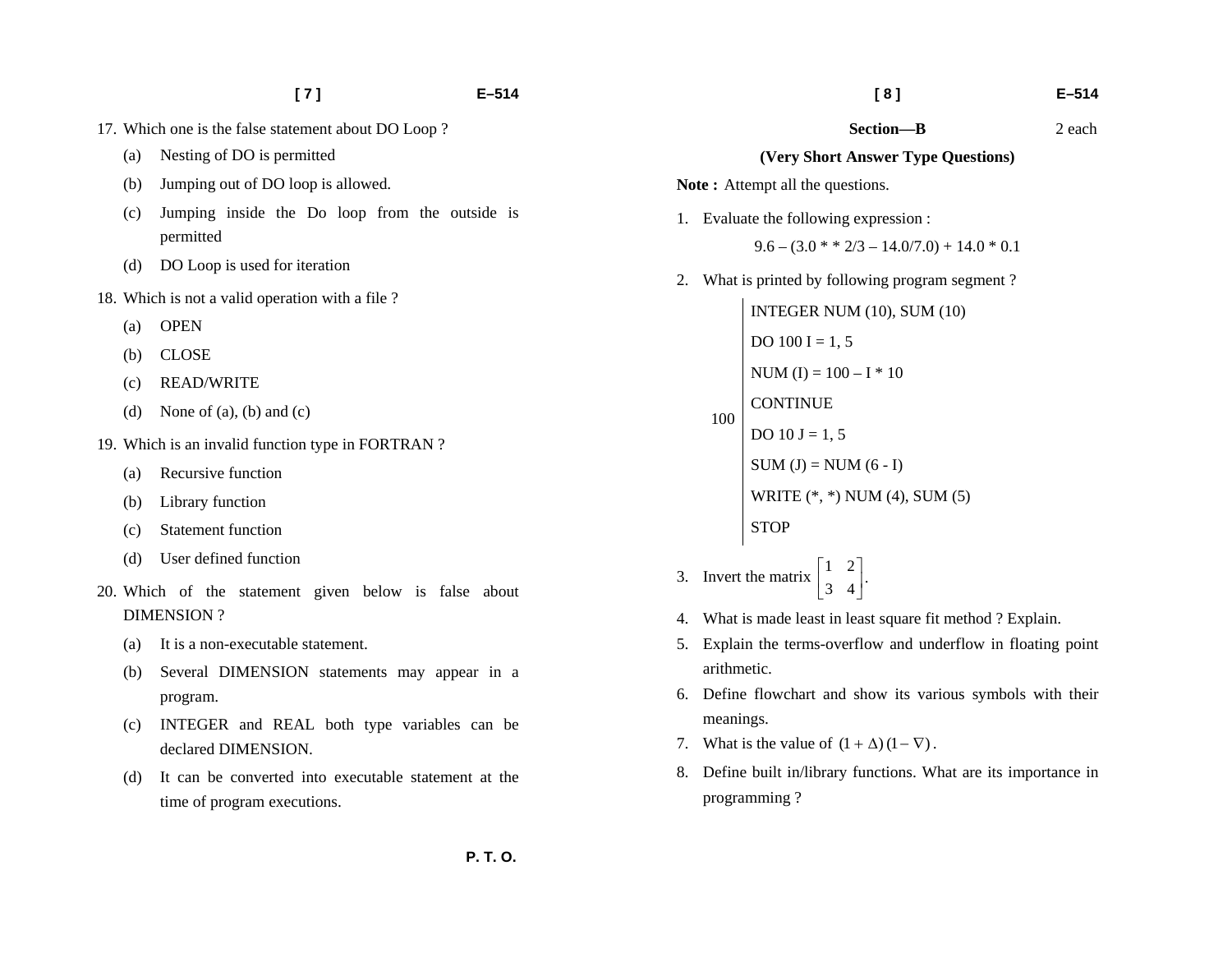17. Which one is the false statement about DO Loop ?
    - (a) Nesting of DO is permitted
    - (b) Jumping out of DO loop is allowed.
    - (c) Jumping inside the Do loop from the outside is permitted
    - (d) DO Loop is used for iteration

18. Which is not a valid operation with a file ?
    - (a) OPEN
    - (b) CLOSE
    - (c) READ/WRITE
    - (d) None of (a), (b) and (c)

19. Which is an invalid function type in FORTRAN ?
    - (a) Recursive function
    - (b) Library function
    - (c) Statement function
    - (d) User defined function

20. Which of the statement given below is false about DIMENSION ?
    - (a) It is a non-executable statement.
    - (b) Several DIMENSION statements may appear in a program.
    - (c) INTEGER and REAL both type variables can be declared DIMENSION.
    - (d) It can be converted into executable statement at the time of program executions.

## Section—B — 2 each

### (Very Short Answer Type Questions)

**Note :** Attempt all the questions.

1. Evaluate the following expression :

   9.6 – (3.0 * * 2/3 – 14.0/7.0) + 14.0 * 0.1

2. What is printed by following program segment ?

```
    INTEGER NUM (10), SUM (10)
    DO 100 I = 1, 5
    NUM (I) = 100 – I * 10
    CONTINUE
100 DO 10 J = 1, 5
    SUM (J) = NUM (6 - I)
    WRITE (*, *) NUM (4), SUM (5)
    STOP
```

3. Invert the matrix $\begin{bmatrix} 1 & 2 \\ 3 & 4 \end{bmatrix}$.
4. What is made least in least square fit method ? Explain.
5. Explain the terms-overflow and underflow in floating point arithmetic.
6. Define flowchart and show its various symbols with their meanings.
7. What is the value of $(1 + \Delta)(1 - \nabla)$ .
8. Define built in/library functions. What are its importance in programming ?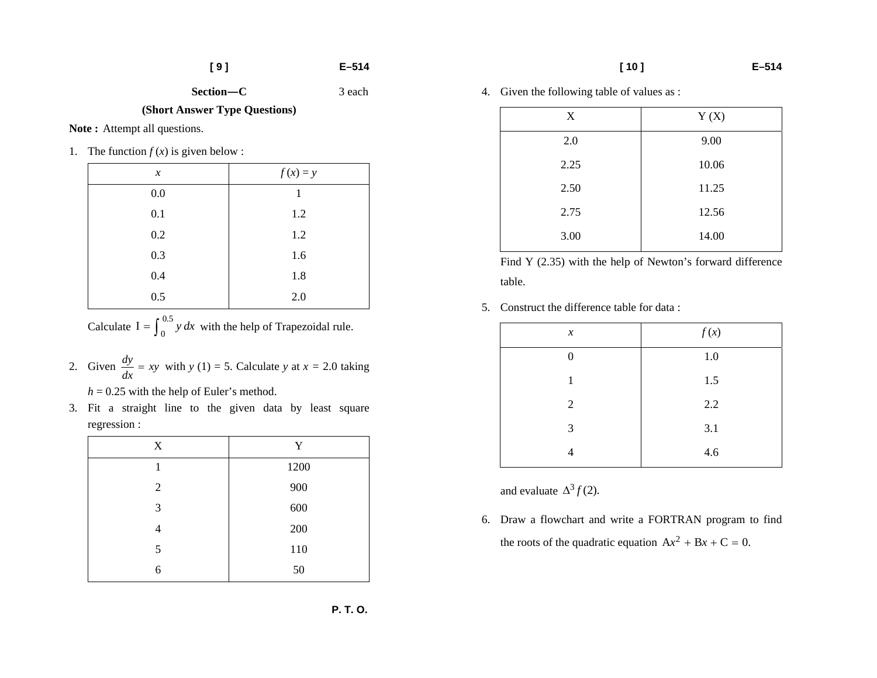## Section—C 3 each

**(Short Answer Type Questions)**

**Note :** Attempt all questions.

1. The function $f(x)$ is given below :

| $x$ | $f(x) = y$ |
|---|---|
| 0.0 | 1 |
| 0.1 | 1.2 |
| 0.2 | 1.2 |
| 0.3 | 1.6 |
| 0.4 | 1.8 |
| 0.5 | 2.0 |

Calculate $I = \int_0^{0.5} y\,dx$ with the help of Trapezoidal rule.

2. Given $\frac{dy}{dx} = xy$ with $y(1) = 5$. Calculate $y$ at $x = 2.0$ taking $h = 0.25$ with the help of Euler's method.

3. Fit a straight line to the given data by least square regression :

| X | Y |
|---|---|
| 1 | 1200 |
| 2 | 900 |
| 3 | 600 |
| 4 | 200 |
| 5 | 110 |
| 6 | 50 |

4. Given the following table of values as :

| X | Y (X) |
|---|---|
| 2.0 | 9.00 |
| 2.25 | 10.06 |
| 2.50 | 11.25 |
| 2.75 | 12.56 |
| 3.00 | 14.00 |

Find Y (2.35) with the help of Newton's forward difference table.

5. Construct the difference table for data :

| $x$ | $f(x)$ |
|---|---|
| 0 | 1.0 |
| 1 | 1.5 |
| 2 | 2.2 |
| 3 | 3.1 |
| 4 | 4.6 |

and evaluate $\Delta^3 f(2)$.

6. Draw a flowchart and write a FORTRAN program to find the roots of the quadratic equation $Ax^2 + Bx + C = 0$.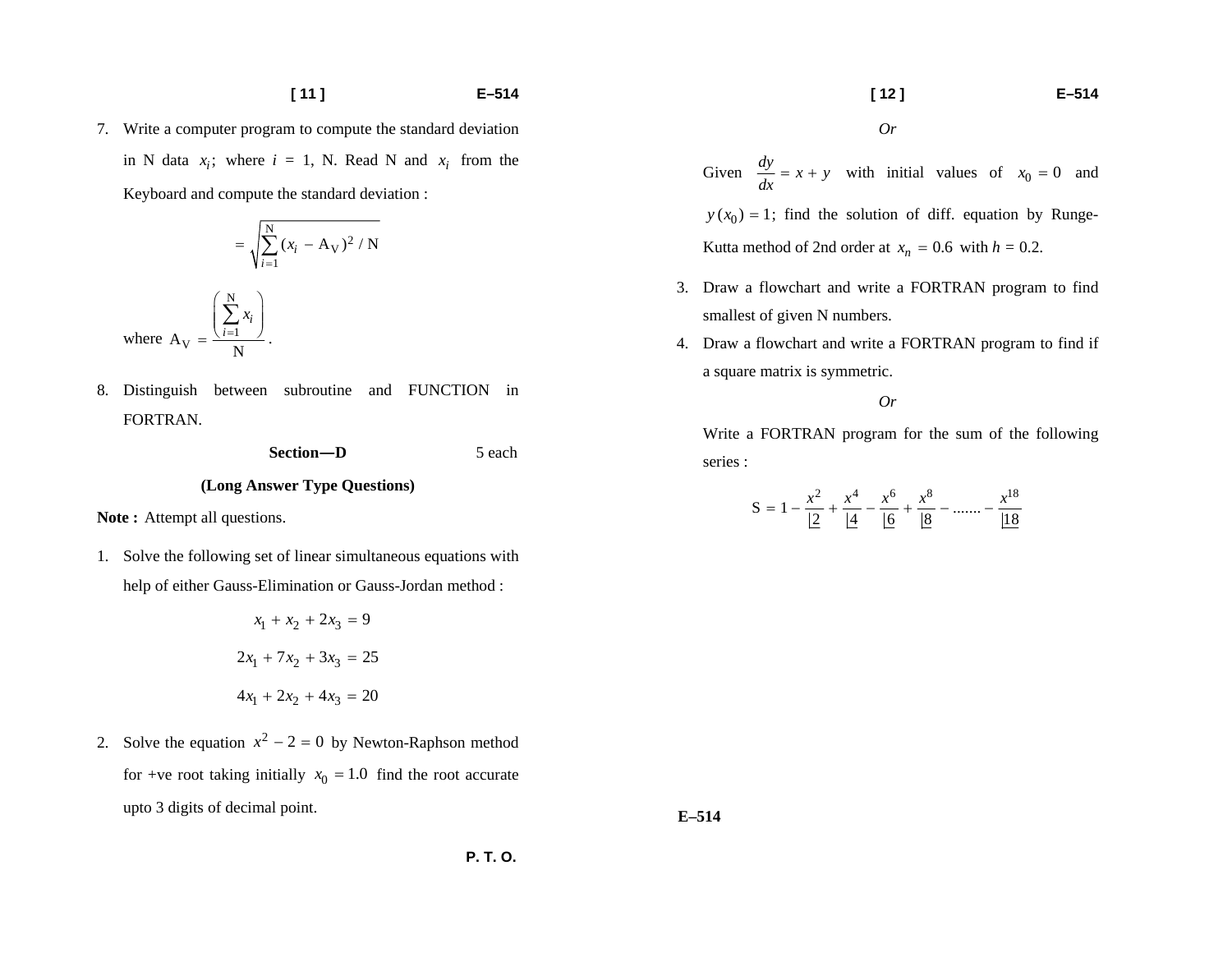7. Write a computer program to compute the standard deviation in N data $x_i$; where $i$ = 1, N. Read N and $x_i$ from the Keyboard and compute the standard deviation :

$$= \sqrt{\sum_{i=1}^{N} (x_i - A_V)^2 / N}$$

where $A_V = \frac{\left(\sum_{i=1}^{N} x_i\right)}{N}$.

8. Distinguish between subroutine and FUNCTION in FORTRAN.

**Section—D** 5 each

**(Long Answer Type Questions)**

**Note :** Attempt all questions.

1. Solve the following set of linear simultaneous equations with help of either Gauss-Elimination or Gauss-Jordan method :

$$x_1 + x_2 + 2x_3 = 9$$

$$2x_1 + 7x_2 + 3x_3 = 25$$

$$4x_1 + 2x_2 + 4x_3 = 20$$

2. Solve the equation $x^2 - 2 = 0$ by Newton-Raphson method for +ve root taking initially $x_0 = 1.0$ find the root accurate upto 3 digits of decimal point.

*Or*

Given $\frac{dy}{dx} = x + y$ with initial values of $x_0 = 0$ and $y(x_0) = 1$; find the solution of diff. equation by Runge-Kutta method of 2nd order at $x_n = 0.6$ with $h = 0.2$.

3. Draw a flowchart and write a FORTRAN program to find smallest of given N numbers.

4. Draw a flowchart and write a FORTRAN program to find if a square matrix is symmetric.

*Or*

Write a FORTRAN program for the sum of the following series :

$$S = 1 - \frac{x^2}{\underline{|2}} + \frac{x^4}{\underline{|4}} - \frac{x^6}{\underline{|6}} + \frac{x^8}{\underline{|8}} - ....... - \frac{x^{18}}{\underline{|18}}$$